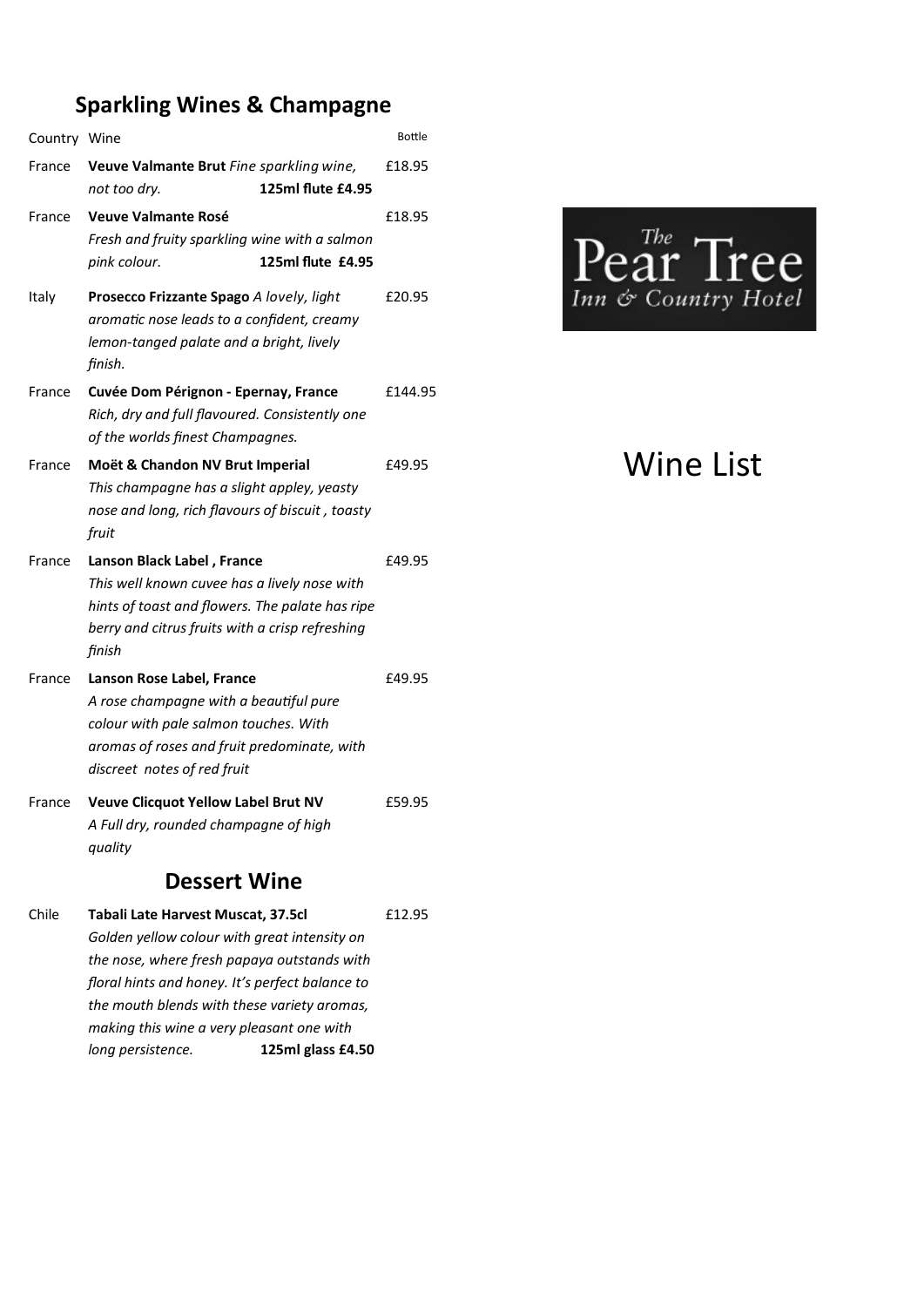## Sparkling Wines & Champagne

| Country | Wine | Bottle |
|---|---|---|
| France | **Veuve Valmante Brut** *Fine sparkling wine, not too dry.* **125ml flute £4.95** | £18.95 |
| France | **Veuve Valmante Rosé** *Fresh and fruity sparkling wine with a salmon pink colour.* **125ml flute £4.95** | £18.95 |
| Italy | **Prosecco Frizzante Spago** *A lovely, light aromatic nose leads to a confident, creamy lemon-tanged palate and a bright, lively finish.* | £20.95 |
| France | **Cuvée Dom Pérignon - Epernay, France** *Rich, dry and full flavoured. Consistently one of the worlds finest Champagnes.* | £144.95 |
| France | **Moët & Chandon NV Brut Imperial** *This champagne has a slight appley, yeasty nose and long, rich flavours of biscuit , toasty fruit* | £49.95 |
| France | **Lanson Black Label , France** *This well known cuvee has a lively nose with hints of toast and flowers. The palate has ripe berry and citrus fruits with a crisp refreshing finish* | £49.95 |
| France | **Lanson Rose Label, France** *A rose champagne with a beautiful pure colour with pale salmon touches. With aromas of roses and fruit predominate, with discreet notes of red fruit* | £49.95 |
| France | **Veuve Clicquot Yellow Label Brut NV** *A Full dry, rounded champagne of high quality* | £59.95 |

## Dessert Wine

| Country | Wine | Bottle |
|---|---|---|
| Chile | **Tabali Late Harvest Muscat, 37.5cl** *Golden yellow colour with great intensity on the nose, where fresh papaya outstands with floral hints and honey. It's perfect balance to the mouth blends with these variety aromas, making this wine a very pleasant one with long persistence.* **125ml glass £4.50** | £12.95 |

The Pear Tree Inn & Country Hotel

# Wine List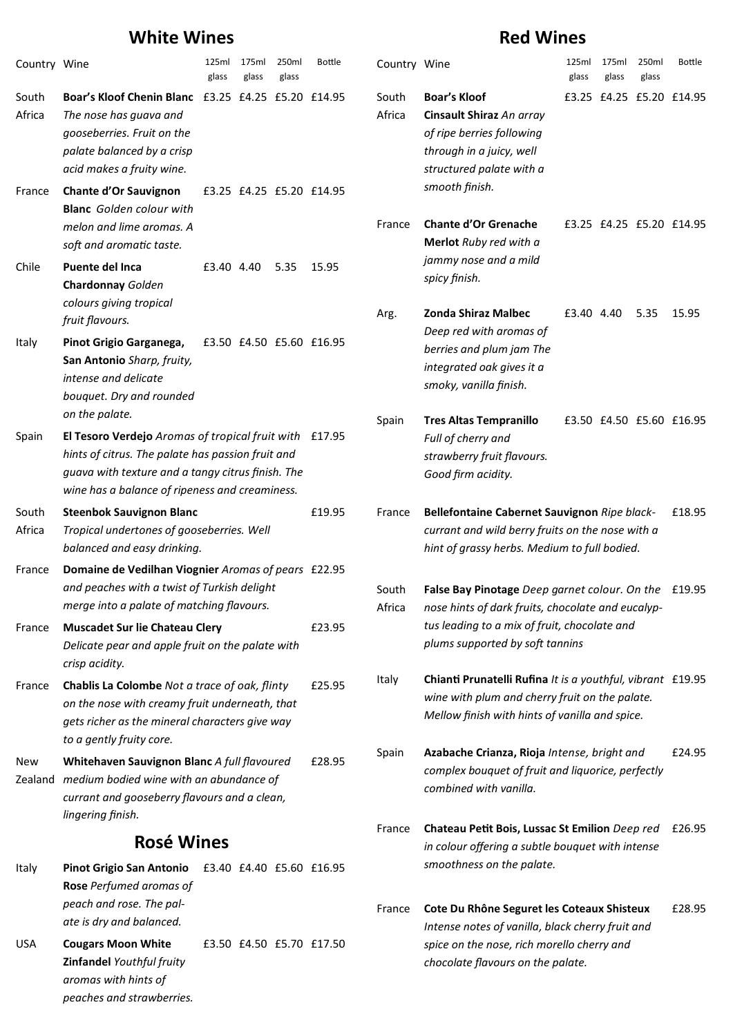## White Wines

| Country | Wine | 125ml glass | 175ml glass | 250ml glass | Bottle |
|---|---|---|---|---|---|
| South Africa | **Boar's Kloof Chenin Blanc** *The nose has guava and gooseberries. Fruit on the palate balanced by a crisp acid makes a fruity wine.* | £3.25 | £4.25 | £5.20 | £14.95 |
| France | **Chante d'Or Sauvignon Blanc** *Golden colour with melon and lime aromas. A soft and aromatic taste.* | £3.25 | £4.25 | £5.20 | £14.95 |
| Chile | **Puente del Inca Chardonnay** *Golden colours giving tropical fruit flavours.* | £3.40 | 4.40 | 5.35 | 15.95 |
| Italy | **Pinot Grigio Garganega, San Antonio** *Sharp, fruity, intense and delicate bouquet. Dry and rounded on the palate.* | £3.50 | £4.50 | £5.60 | £16.95 |
| Spain | **El Tesoro Verdejo** *Aromas of tropical fruit with hints of citrus. The palate has passion fruit and guava with texture and a tangy citrus finish. The wine has a balance of ripeness and creaminess.* | | | | £17.95 |
| South Africa | **Steenbok Sauvignon Blanc** *Tropical undertones of gooseberries. Well balanced and easy drinking.* | | | | £19.95 |
| France | **Domaine de Vedilhan Viognier** *Aromas of pears and peaches with a twist of Turkish delight merge into a palate of matching flavours.* | | | | £22.95 |
| France | **Muscadet Sur lie Chateau Clery** *Delicate pear and apple fruit on the palate with crisp acidity.* | | | | £23.95 |
| France | **Chablis La Colombe** *Not a trace of oak, flinty on the nose with creamy fruit underneath, that gets richer as the mineral characters give way to a gently fruity core.* | | | | £25.95 |
| New Zealand | **Whitehaven Sauvignon Blanc** *A full flavoured medium bodied wine with an abundance of currant and gooseberry flavours and a clean, lingering finish.* | | | | £28.95 |

## Rosé Wines

| Country | Wine | 125ml glass | 175ml glass | 250ml glass | Bottle |
|---|---|---|---|---|---|
| Italy | **Pinot Grigio San Antonio Rose** *Perfumed aromas of peach and rose. The palate is dry and balanced.* | £3.40 | £4.40 | £5.60 | £16.95 |
| USA | **Cougars Moon White Zinfandel** *Youthful fruity aromas with hints of peaches and strawberries.* | £3.50 | £4.50 | £5.70 | £17.50 |

## Red Wines

| Country | Wine | 125ml glass | 175ml glass | 250ml glass | Bottle |
|---|---|---|---|---|---|
| South Africa | **Boar's Kloof Cinsault Shiraz** *An array of ripe berries following through in a juicy, well structured palate with a smooth finish.* | £3.25 | £4.25 | £5.20 | £14.95 |
| France | **Chante d'Or Grenache Merlot** *Ruby red with a jammy nose and a mild spicy finish.* | £3.25 | £4.25 | £5.20 | £14.95 |
| Arg. | **Zonda Shiraz Malbec** *Deep red with aromas of berries and plum jam The integrated oak gives it a smoky, vanilla finish.* | £3.40 | 4.40 | 5.35 | 15.95 |
| Spain | **Tres Altas Tempranillo** *Full of cherry and strawberry fruit flavours. Good firm acidity.* | £3.50 | £4.50 | £5.60 | £16.95 |
| France | **Bellefontaine Cabernet Sauvignon** *Ripe blackcurrant and wild berry fruits on the nose with a hint of grassy herbs. Medium to full bodied.* | | | | £18.95 |
| South Africa | **False Bay Pinotage** *Deep garnet colour. On the nose hints of dark fruits, chocolate and eucalyptus leading to a mix of fruit, chocolate and plums supported by soft tannins* | | | | £19.95 |
| Italy | **Chianti Prunatelli Rufina** *It is a youthful, vibrant wine with plum and cherry fruit on the palate. Mellow finish with hints of vanilla and spice.* | | | | £19.95 |
| Spain | **Azabache Crianza, Rioja** *Intense, bright and complex bouquet of fruit and liquorice, perfectly combined with vanilla.* | | | | £24.95 |
| France | **Chateau Petit Bois, Lussac St Emilion** *Deep red in colour offering a subtle bouquet with intense smoothness on the palate.* | | | | £26.95 |
| France | **Cote Du Rhône Seguret les Coteaux Shisteux** *Intense notes of vanilla, black cherry fruit and spice on the nose, rich morello cherry and chocolate flavours on the palate.* | | | | £28.95 |